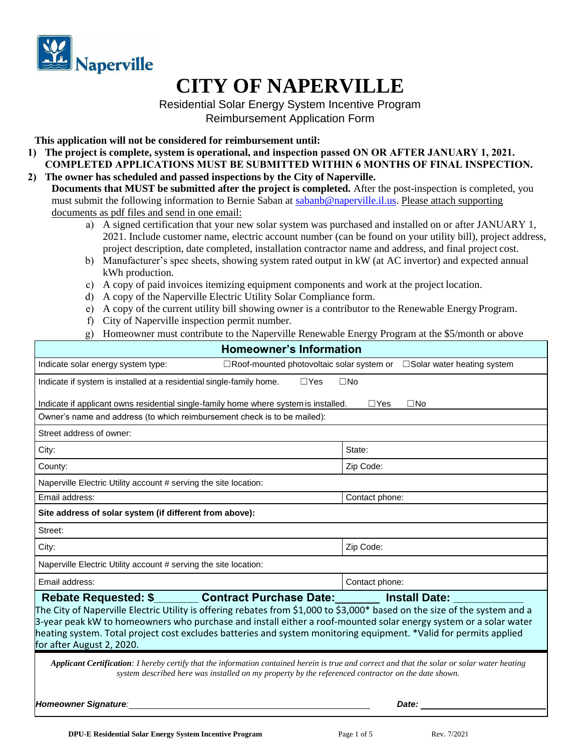# CITY OF NAPERVILLE

Residential Solar Energy System Incentive Program
Reimbursement Application Form

**This application will not be considered for reimbursement until:**

1) **The project is complete, system is operational, and inspection passed ON OR AFTER JANUARY 1, 2021. COMPLETED APPLICATIONS MUST BE SUBMITTED WITHIN 6 MONTHS OF FINAL INSPECTION.**
2) **The owner has scheduled and passed inspections by the City of Naperville.**
   **Documents that MUST be submitted after the project is completed.** After the post-inspection is completed, you must submit the following information to Bernie Saban at sabanb@naperville.il.us. Please attach supporting documents as pdf files and send in one email:
   a) A signed certification that your new solar system was purchased and installed on or after JANUARY 1, 2021. Include customer name, electric account number (can be found on your utility bill), project address, project description, date completed, installation contractor name and address, and final project cost.
   b) Manufacturer's spec sheets, showing system rated output in kW (at AC invertor) and expected annual kWh production.
   c) A copy of paid invoices itemizing equipment components and work at the project location.
   d) A copy of the Naperville Electric Utility Solar Compliance form.
   e) A copy of the current utility bill showing owner is a contributor to the Renewable Energy Program.
   f) City of Naperville inspection permit number.
   g) Homeowner must contribute to the Naperville Renewable Energy Program at the $5/month or above

## Homeowner's Information

| | |
|---|---|
| Indicate solar energy system type: ☐Roof-mounted photovoltaic solar system or ☐Solar water heating system | |
| Indicate if system is installed at a residential single-family home. ☐Yes ☐No<br>Indicate if applicant owns residential single-family home where system is installed. ☐Yes ☐No | |
| Owner's name and address (to which reimbursement check is to be mailed): | |
| Street address of owner: | |
| City: | State: |
| County: | Zip Code: |
| Naperville Electric Utility account # serving the site location: | |
| Email address: | Contact phone: |
| **Site address of solar system (if different from above):** | |
| Street: | |
| City: | Zip Code: |
| Naperville Electric Utility account # serving the site location: | |
| Email address: | Contact phone: |

**Rebate Requested: $_______ Contract Purchase Date:_______ Install Date: ___________**

The City of Naperville Electric Utility is offering rebates from $1,000 to $3,000* based on the size of the system and a 3-year peak kW to homeowners who purchase and install either a roof-mounted solar energy system or a solar water heating system. Total project cost excludes batteries and system monitoring equipment. *Valid for permits applied for after August 2, 2020.

***Applicant Certification****: I hereby certify that the information contained herein is true and correct and that the solar or solar water heating system described here was installed on my property by the referenced contractor on the date shown.*

***Homeowner Signature:*** ______________________________ ***Date:*** ________________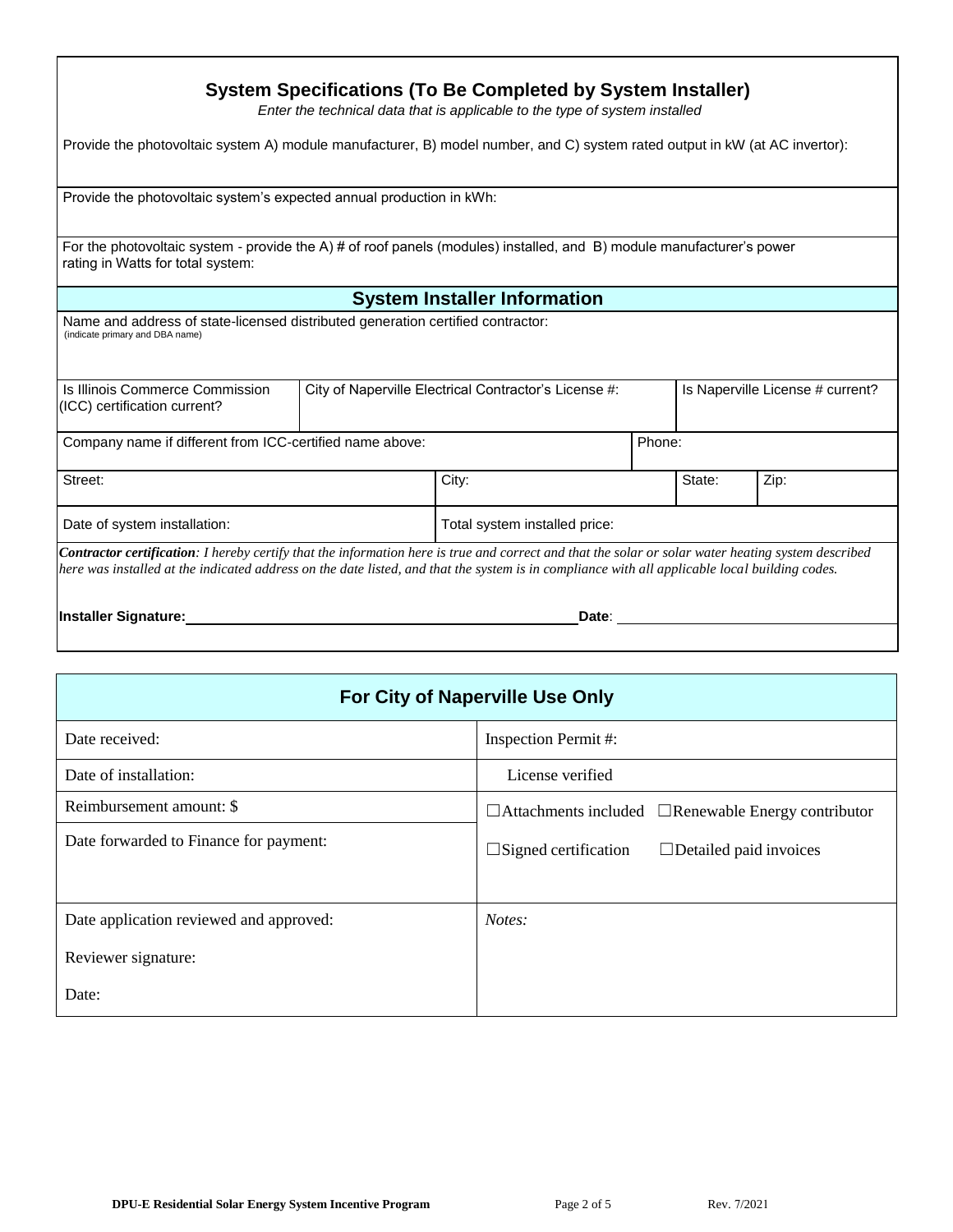## System Specifications (To Be Completed by System Installer)

*Enter the technical data that is applicable to the type of system installed*

Provide the photovoltaic system A) module manufacturer, B) model number, and C) system rated output in kW (at AC invertor):

Provide the photovoltaic system's expected annual production in kWh:

For the photovoltaic system - provide the A) # of roof panels (modules) installed, and B) module manufacturer's power rating in Watts for total system:

## System Installer Information

Name and address of state-licensed distributed generation certified contractor:
(indicate primary and DBA name)

| Is Illinois Commerce Commission (ICC) certification current? | City of Naperville Electrical Contractor's License #: | Is Naperville License # current? |
|---|---|---|

| Company name if different from ICC-certified name above: | Phone: |
|---|---|

| Street: | City: | State: | Zip: |
|---|---|---|---|

| Date of system installation: | Total system installed price: |
|---|---|

***Contractor certification****: I hereby certify that the information here is true and correct and that the solar or solar water heating system described here was installed at the indicated address on the date listed, and that the system is in compliance with all applicable local building codes.*

**Installer Signature:** ______________________________ **Date**: ______________________

## For City of Naperville Use Only

| Date received: | Inspection Permit #: |
|---|---|
| Date of installation: | License verified |
| Reimbursement amount: $ | ☐Attachments included ☐Renewable Energy contributor |
| Date forwarded to Finance for payment: | ☐Signed certification ☐Detailed paid invoices |
| Date application reviewed and approved:<br>Reviewer signature:<br>Date: | *Notes:* |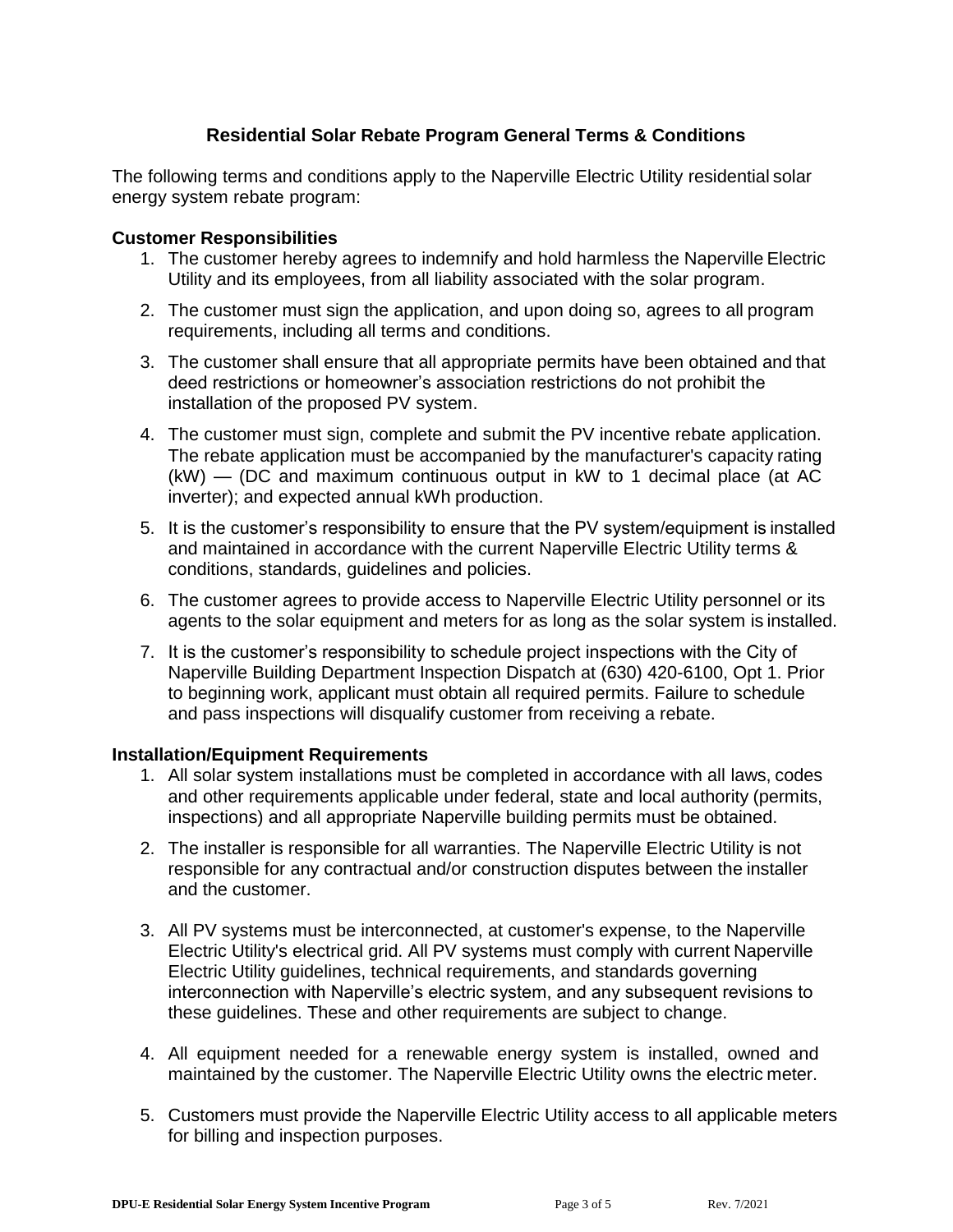## Residential Solar Rebate Program General Terms & Conditions

The following terms and conditions apply to the Naperville Electric Utility residential solar energy system rebate program:

### Customer Responsibilities

1. The customer hereby agrees to indemnify and hold harmless the Naperville Electric Utility and its employees, from all liability associated with the solar program.
2. The customer must sign the application, and upon doing so, agrees to all program requirements, including all terms and conditions.
3. The customer shall ensure that all appropriate permits have been obtained and that deed restrictions or homeowner's association restrictions do not prohibit the installation of the proposed PV system.
4. The customer must sign, complete and submit the PV incentive rebate application. The rebate application must be accompanied by the manufacturer's capacity rating (kW) — (DC and maximum continuous output in kW to 1 decimal place (at AC inverter); and expected annual kWh production.
5. It is the customer's responsibility to ensure that the PV system/equipment is installed and maintained in accordance with the current Naperville Electric Utility terms & conditions, standards, guidelines and policies.
6. The customer agrees to provide access to Naperville Electric Utility personnel or its agents to the solar equipment and meters for as long as the solar system is installed.
7. It is the customer's responsibility to schedule project inspections with the City of Naperville Building Department Inspection Dispatch at (630) 420-6100, Opt 1. Prior to beginning work, applicant must obtain all required permits. Failure to schedule and pass inspections will disqualify customer from receiving a rebate.

### Installation/Equipment Requirements

1. All solar system installations must be completed in accordance with all laws, codes and other requirements applicable under federal, state and local authority (permits, inspections) and all appropriate Naperville building permits must be obtained.
2. The installer is responsible for all warranties. The Naperville Electric Utility is not responsible for any contractual and/or construction disputes between the installer and the customer.
3. All PV systems must be interconnected, at customer's expense, to the Naperville Electric Utility's electrical grid. All PV systems must comply with current Naperville Electric Utility guidelines, technical requirements, and standards governing interconnection with Naperville's electric system, and any subsequent revisions to these guidelines. These and other requirements are subject to change.
4. All equipment needed for a renewable energy system is installed, owned and maintained by the customer. The Naperville Electric Utility owns the electric meter.
5. Customers must provide the Naperville Electric Utility access to all applicable meters for billing and inspection purposes.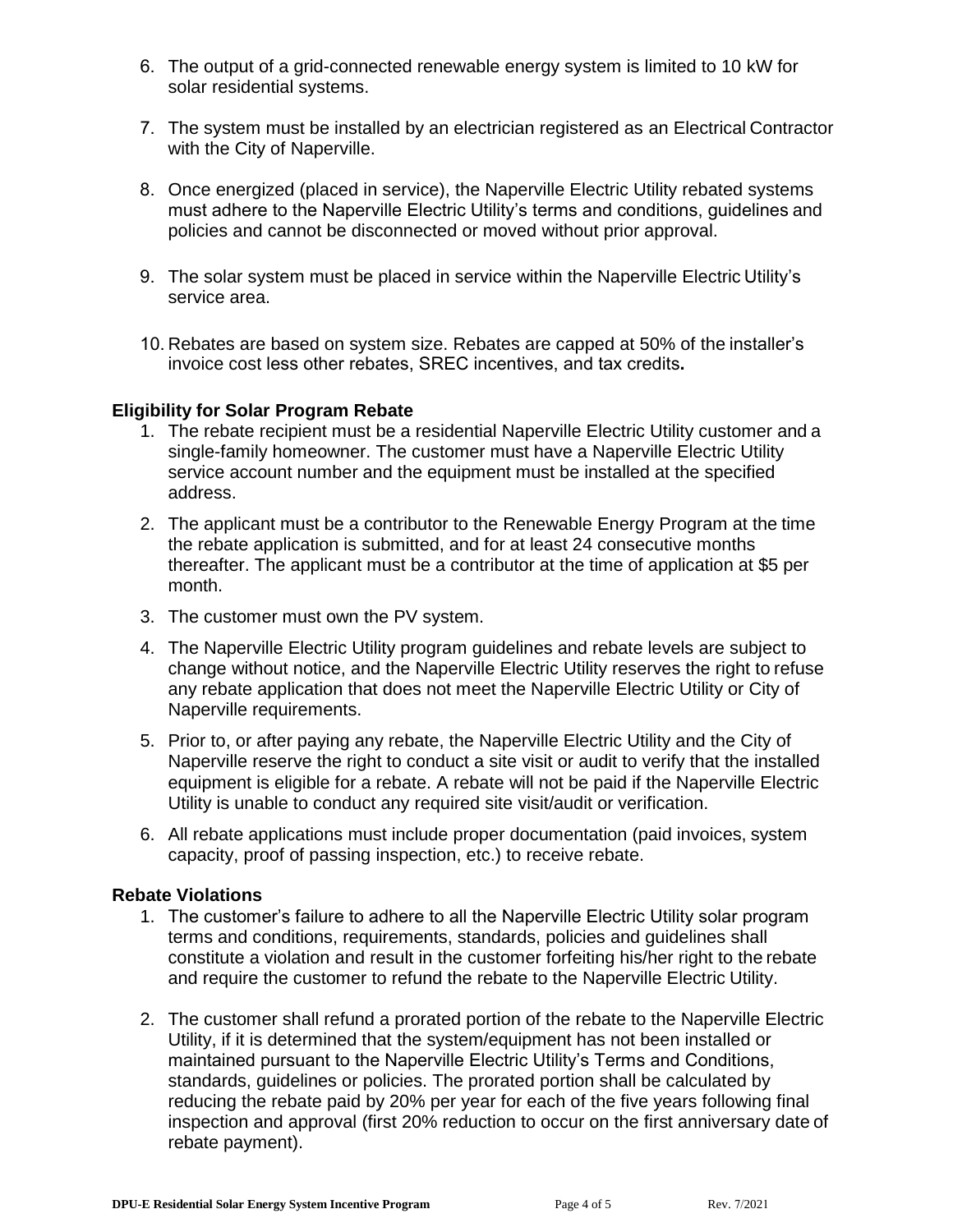6. The output of a grid-connected renewable energy system is limited to 10 kW for solar residential systems.

7. The system must be installed by an electrician registered as an Electrical Contractor with the City of Naperville.

8. Once energized (placed in service), the Naperville Electric Utility rebated systems must adhere to the Naperville Electric Utility's terms and conditions, guidelines and policies and cannot be disconnected or moved without prior approval.

9. The solar system must be placed in service within the Naperville Electric Utility's service area.

10. Rebates are based on system size. Rebates are capped at 50% of the installer's invoice cost less other rebates, SREC incentives, and tax credits**.**

**Eligibility for Solar Program Rebate**

1. The rebate recipient must be a residential Naperville Electric Utility customer and a single-family homeowner. The customer must have a Naperville Electric Utility service account number and the equipment must be installed at the specified address.
2. The applicant must be a contributor to the Renewable Energy Program at the time the rebate application is submitted, and for at least 24 consecutive months thereafter. The applicant must be a contributor at the time of application at $5 per month.
3. The customer must own the PV system.
4. The Naperville Electric Utility program guidelines and rebate levels are subject to change without notice, and the Naperville Electric Utility reserves the right to refuse any rebate application that does not meet the Naperville Electric Utility or City of Naperville requirements.
5. Prior to, or after paying any rebate, the Naperville Electric Utility and the City of Naperville reserve the right to conduct a site visit or audit to verify that the installed equipment is eligible for a rebate. A rebate will not be paid if the Naperville Electric Utility is unable to conduct any required site visit/audit or verification.
6. All rebate applications must include proper documentation (paid invoices, system capacity, proof of passing inspection, etc.) to receive rebate.

**Rebate Violations**

1. The customer's failure to adhere to all the Naperville Electric Utility solar program terms and conditions, requirements, standards, policies and guidelines shall constitute a violation and result in the customer forfeiting his/her right to the rebate and require the customer to refund the rebate to the Naperville Electric Utility.

2. The customer shall refund a prorated portion of the rebate to the Naperville Electric Utility, if it is determined that the system/equipment has not been installed or maintained pursuant to the Naperville Electric Utility's Terms and Conditions, standards, guidelines or policies. The prorated portion shall be calculated by reducing the rebate paid by 20% per year for each of the five years following final inspection and approval (first 20% reduction to occur on the first anniversary date of rebate payment).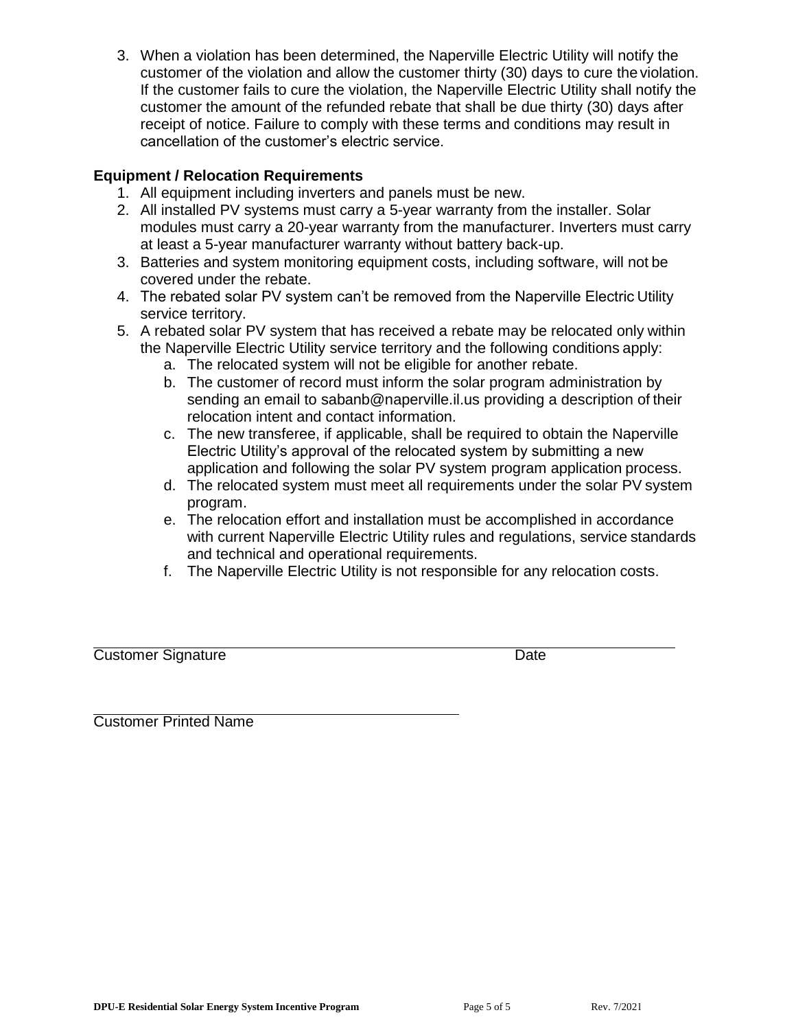3. When a violation has been determined, the Naperville Electric Utility will notify the customer of the violation and allow the customer thirty (30) days to cure the violation. If the customer fails to cure the violation, the Naperville Electric Utility shall notify the customer the amount of the refunded rebate that shall be due thirty (30) days after receipt of notice. Failure to comply with these terms and conditions may result in cancellation of the customer's electric service.

**Equipment / Relocation Requirements**

1. All equipment including inverters and panels must be new.
2. All installed PV systems must carry a 5-year warranty from the installer. Solar modules must carry a 20-year warranty from the manufacturer. Inverters must carry at least a 5-year manufacturer warranty without battery back-up.
3. Batteries and system monitoring equipment costs, including software, will not be covered under the rebate.
4. The rebated solar PV system can't be removed from the Naperville Electric Utility service territory.
5. A rebated solar PV system that has received a rebate may be relocated only within the Naperville Electric Utility service territory and the following conditions apply:
   a. The relocated system will not be eligible for another rebate.
   b. The customer of record must inform the solar program administration by sending an email to sabanb@naperville.il.us providing a description of their relocation intent and contact information.
   c. The new transferee, if applicable, shall be required to obtain the Naperville Electric Utility's approval of the relocated system by submitting a new application and following the solar PV system program application process.
   d. The relocated system must meet all requirements under the solar PV system program.
   e. The relocation effort and installation must be accomplished in accordance with current Naperville Electric Utility rules and regulations, service standards and technical and operational requirements.
   f. The Naperville Electric Utility is not responsible for any relocation costs.

\_\_\_\_\_\_\_\_\_\_\_\_\_\_\_\_\_\_\_\_\_\_\_\_\_\_\_\_\_\_\_\_\_\_\_\_\_\_\_\_\_\_\_\_\_\_\_\_\_\_\_\_\_\_\_\_\_\_\_\_\_\_\_\_

Customer Signature Date

\_\_\_\_\_\_\_\_\_\_\_\_\_\_\_\_\_\_\_\_\_\_\_\_\_\_\_\_\_\_\_\_\_\_\_\_\_\_\_\_

Customer Printed Name